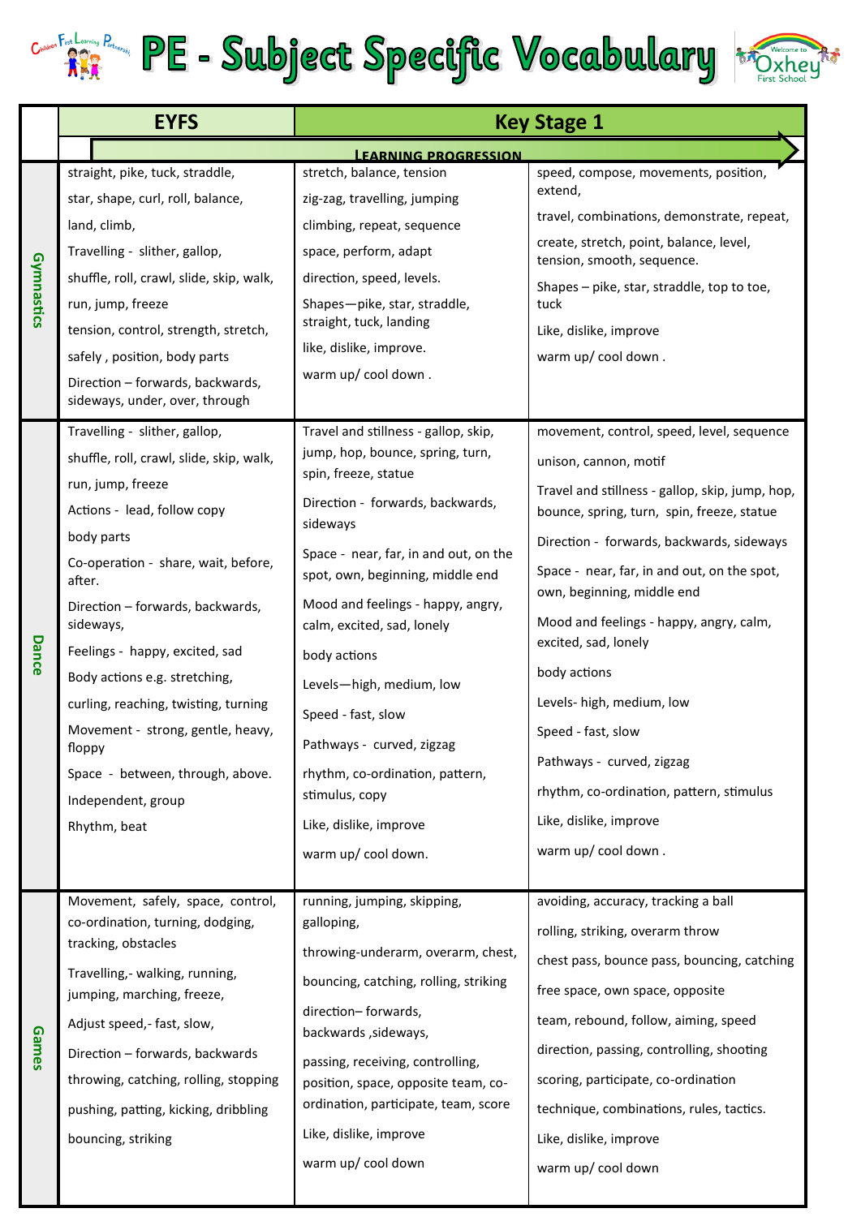# PE - Subject Specific Vocabulary

| | EYFS | Key Stage 1 | |
|---|---|---|---|
| | LEARNING PROGRESSION | | |
| **Gymnastics** | straight, pike, tuck, straddle,<br>star, shape, curl, roll, balance,<br>land, climb,<br>Travelling - slither, gallop,<br>shuffle, roll, crawl, slide, skip, walk,<br>run, jump, freeze<br>tension, control, strength, stretch,<br>safely , position, body parts<br>Direction – forwards, backwards, sideways, under, over, through | stretch, balance, tension<br>zig-zag, travelling, jumping<br>climbing, repeat, sequence<br>space, perform, adapt<br>direction, speed, levels.<br>Shapes—pike, star, straddle, straight, tuck, landing<br>like, dislike, improve.<br>warm up/ cool down . | speed, compose, movements, position, extend,<br>travel, combinations, demonstrate, repeat,<br>create, stretch, point, balance, level, tension, smooth, sequence.<br>Shapes – pike, star, straddle, top to toe, tuck<br>Like, dislike, improve<br>warm up/ cool down . |
| **Dance** | Travelling - slither, gallop,<br>shuffle, roll, crawl, slide, skip, walk,<br>run, jump, freeze<br>Actions - lead, follow copy<br>body parts<br>Co-operation - share, wait, before, after.<br>Direction – forwards, backwards, sideways,<br>Feelings - happy, excited, sad<br>Body actions e.g. stretching,<br>curling, reaching, twisting, turning<br>Movement - strong, gentle, heavy, floppy<br>Space - between, through, above.<br>Independent, group<br>Rhythm, beat | Travel and stillness - gallop, skip, jump, hop, bounce, spring, turn, spin, freeze, statue<br>Direction - forwards, backwards, sideways<br>Space - near, far, in and out, on the spot, own, beginning, middle end<br>Mood and feelings - happy, angry, calm, excited, sad, lonely<br>body actions<br>Levels—high, medium, low<br>Speed - fast, slow<br>Pathways - curved, zigzag<br>rhythm, co-ordination, pattern, stimulus, copy<br>Like, dislike, improve<br>warm up/ cool down. | movement, control, speed, level, sequence<br>unison, cannon, motif<br>Travel and stillness - gallop, skip, jump, hop, bounce, spring, turn, spin, freeze, statue<br>Direction - forwards, backwards, sideways<br>Space - near, far, in and out, on the spot, own, beginning, middle end<br>Mood and feelings - happy, angry, calm, excited, sad, lonely<br>body actions<br>Levels- high, medium, low<br>Speed - fast, slow<br>Pathways - curved, zigzag<br>rhythm, co-ordination, pattern, stimulus<br>Like, dislike, improve<br>warm up/ cool down . |
| **Games** | Movement, safely, space, control, co-ordination, turning, dodging, tracking, obstacles<br>Travelling,- walking, running, jumping, marching, freeze,<br>Adjust speed,- fast, slow,<br>Direction – forwards, backwards<br>throwing, catching, rolling, stopping<br>pushing, patting, kicking, dribbling<br>bouncing, striking | running, jumping, skipping, galloping,<br>throwing-underarm, overarm, chest,<br>bouncing, catching, rolling, striking<br>direction– forwards, backwards ,sideways,<br>passing, receiving, controlling, position, space, opposite team, co-ordination, participate, team, score<br>Like, dislike, improve<br>warm up/ cool down | avoiding, accuracy, tracking a ball<br>rolling, striking, overarm throw<br>chest pass, bounce pass, bouncing, catching<br>free space, own space, opposite<br>team, rebound, follow, aiming, speed<br>direction, passing, controlling, shooting<br>scoring, participate, co-ordination<br>technique, combinations, rules, tactics.<br>Like, dislike, improve<br>warm up/ cool down |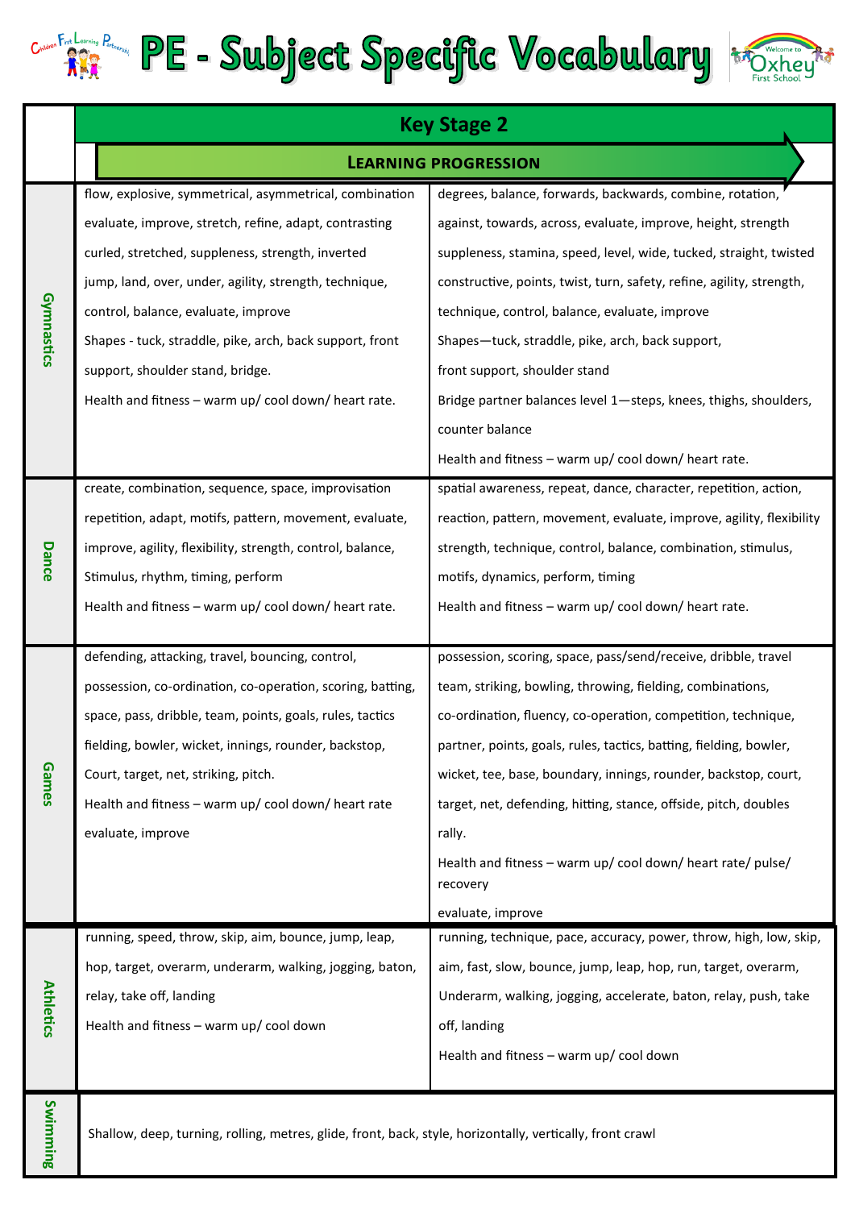# PE - Subject Specific Vocabulary

| | Key Stage 2 | |
|---|---|---|
| | **Learning Progression** → | |
| **Gymnastics** | flow, explosive, symmetrical, asymmetrical, combination<br>evaluate, improve, stretch, refine, adapt, contrasting<br>curled, stretched, suppleness, strength, inverted<br>jump, land, over, under, agility, strength, technique,<br>control, balance, evaluate, improve<br>Shapes - tuck, straddle, pike, arch, back support, front support, shoulder stand, bridge.<br>Health and fitness – warm up/ cool down/ heart rate. | degrees, balance, forwards, backwards, combine, rotation,<br>against, towards, across, evaluate, improve, height, strength<br>suppleness, stamina, speed, level, wide, tucked, straight, twisted<br>constructive, points, twist, turn, safety, refine, agility, strength,<br>technique, control, balance, evaluate, improve<br>Shapes—tuck, straddle, pike, arch, back support,<br>front support, shoulder stand<br>Bridge partner balances level 1—steps, knees, thighs, shoulders, counter balance<br>Health and fitness – warm up/ cool down/ heart rate. |
| **Dance** | create, combination, sequence, space, improvisation<br>repetition, adapt, motifs, pattern, movement, evaluate,<br>improve, agility, flexibility, strength, control, balance,<br>Stimulus, rhythm, timing, perform<br>Health and fitness – warm up/ cool down/ heart rate. | spatial awareness, repeat, dance, character, repetition, action,<br>reaction, pattern, movement, evaluate, improve, agility, flexibility<br>strength, technique, control, balance, combination, stimulus,<br>motifs, dynamics, perform, timing<br>Health and fitness – warm up/ cool down/ heart rate. |
| **Games** | defending, attacking, travel, bouncing, control,<br>possession, co-ordination, co-operation, scoring, batting,<br>space, pass, dribble, team, points, goals, rules, tactics<br>fielding, bowler, wicket, innings, rounder, backstop,<br>Court, target, net, striking, pitch.<br>Health and fitness – warm up/ cool down/ heart rate<br>evaluate, improve | possession, scoring, space, pass/send/receive, dribble, travel<br>team, striking, bowling, throwing, fielding, combinations,<br>co-ordination, fluency, co-operation, competition, technique,<br>partner, points, goals, rules, tactics, batting, fielding, bowler,<br>wicket, tee, base, boundary, innings, rounder, backstop, court,<br>target, net, defending, hitting, stance, offside, pitch, doubles rally.<br>Health and fitness – warm up/ cool down/ heart rate/ pulse/ recovery<br>evaluate, improve |
| **Athletics** | running, speed, throw, skip, aim, bounce, jump, leap,<br>hop, target, overarm, underarm, walking, jogging, baton,<br>relay, take off, landing<br>Health and fitness – warm up/ cool down | running, technique, pace, accuracy, power, throw, high, low, skip,<br>aim, fast, slow, bounce, jump, leap, hop, run, target, overarm,<br>Underarm, walking, jogging, accelerate, baton, relay, push, take off, landing<br>Health and fitness – warm up/ cool down |
| **Swimming** | Shallow, deep, turning, rolling, metres, glide, front, back, style, horizontally, vertically, front crawl | |